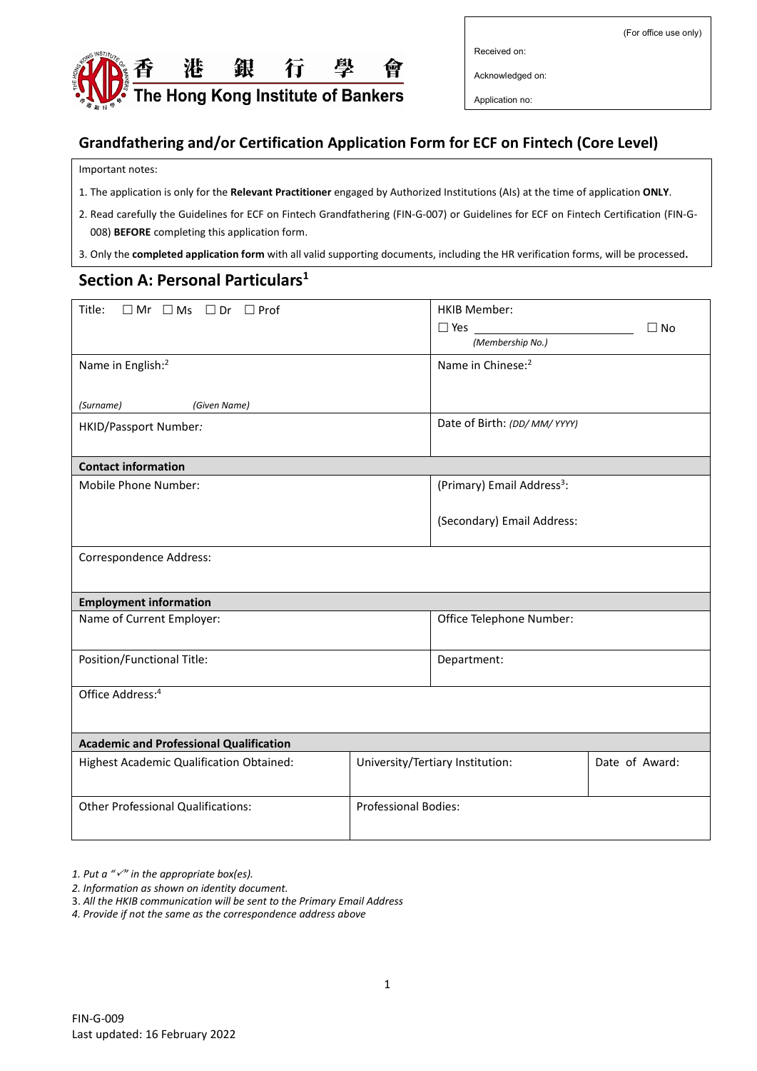香港銀行學會
The Hong Kong Institute of Bankers

(For office use only)

Received on:

Acknowledged on:

Application no:

## Grandfathering and/or Certification Application Form for ECF on Fintech (Core Level)

Important notes:

1. The application is only for the **Relevant Practitioner** engaged by Authorized Institutions (AIs) at the time of application **ONLY**.
2. Read carefully the Guidelines for ECF on Fintech Grandfathering (FIN-G-007) or Guidelines for ECF on Fintech Certification (FIN-G-008) **BEFORE** completing this application form.
3. Only the **completed application form** with all valid supporting documents, including the HR verification forms, will be processed**.**

## Section A: Personal Particulars[1]

| | | |
|---|---|---|
| Title: ☐ Mr ☐ Ms ☐ Dr ☐ Prof | HKIB Member: ☐ Yes ____________ *(Membership No.)* ☐ No | |
| Name in English:[2] *(Surname)* *(Given Name)* | Name in Chinese:[2] | |
| HKID/Passport Number: | Date of Birth: *(DD/ MM/ YYYY)* | |
| **Contact information** | | |
| Mobile Phone Number: | (Primary) Email Address[3]: (Secondary) Email Address: | |
| Correspondence Address: | | |
| **Employment information** | | |
| Name of Current Employer: | Office Telephone Number: | |
| Position/Functional Title: | Department: | |
| Office Address:[4] | | |
| **Academic and Professional Qualification** | | |
| Highest Academic Qualification Obtained: | University/Tertiary Institution: | Date of Award: |
| Other Professional Qualifications: | Professional Bodies: | |

*1. Put a "✓" in the appropriate box(es).*
*2. Information as shown on identity document.*
3. *All the HKIB communication will be sent to the Primary Email Address*
*4. Provide if not the same as the correspondence address above*

FIN-G-009
Last updated: 16 February 2022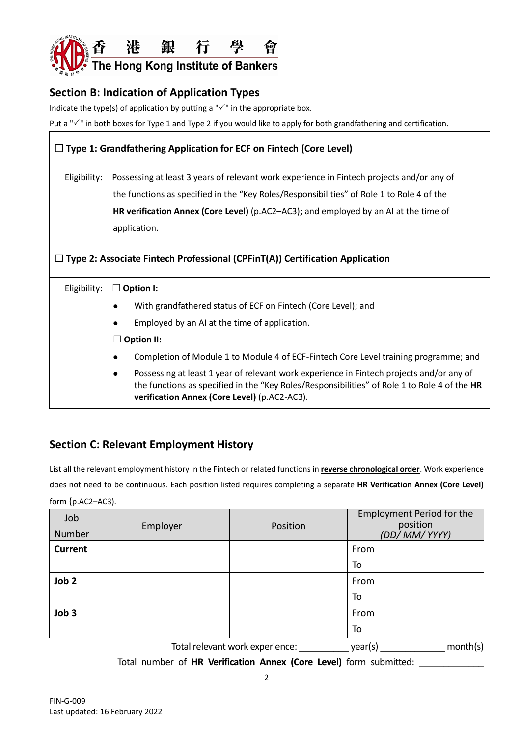## Section B: Indication of Application Types

Indicate the type(s) of application by putting a "✓" in the appropriate box.

Put a "✓" in both boxes for Type 1 and Type 2 if you would like to apply for both grandfathering and certification.

☐ **Type 1: Grandfathering Application for ECF on Fintech (Core Level)**

Eligibility: Possessing at least 3 years of relevant work experience in Fintech projects and/or any of the functions as specified in the "Key Roles/Responsibilities" of Role 1 to Role 4 of the **HR verification Annex (Core Level)** (p.AC2–AC3); and employed by an AI at the time of application.

☐ **Type 2: Associate Fintech Professional (CPFinT(A)) Certification Application**

Eligibility: ☐ **Option I:**

- With grandfathered status of ECF on Fintech (Core Level); and
- Employed by an AI at the time of application.

☐ **Option II:**

- Completion of Module 1 to Module 4 of ECF-Fintech Core Level training programme; and
- Possessing at least 1 year of relevant work experience in Fintech projects and/or any of the functions as specified in the "Key Roles/Responsibilities" of Role 1 to Role 4 of the **HR verification Annex (Core Level)** (p.AC2-AC3).

## Section C: Relevant Employment History

List all the relevant employment history in the Fintech or related functions in **reverse chronological order**. Work experience does not need to be continuous. Each position listed requires completing a separate **HR Verification Annex (Core Level)** form (p.AC2–AC3).

| Job Number | Employer | Position | Employment Period for the position *(DD/ MM/ YYYY)* |
|---|---|---|---|
| **Current** | | | From<br>To |
| **Job 2** | | | From<br>To |
| **Job 3** | | | From<br>To |

Total relevant work experience: __________ year(s) ____________ month(s)

Total number of **HR Verification Annex (Core Level)** form submitted: ____________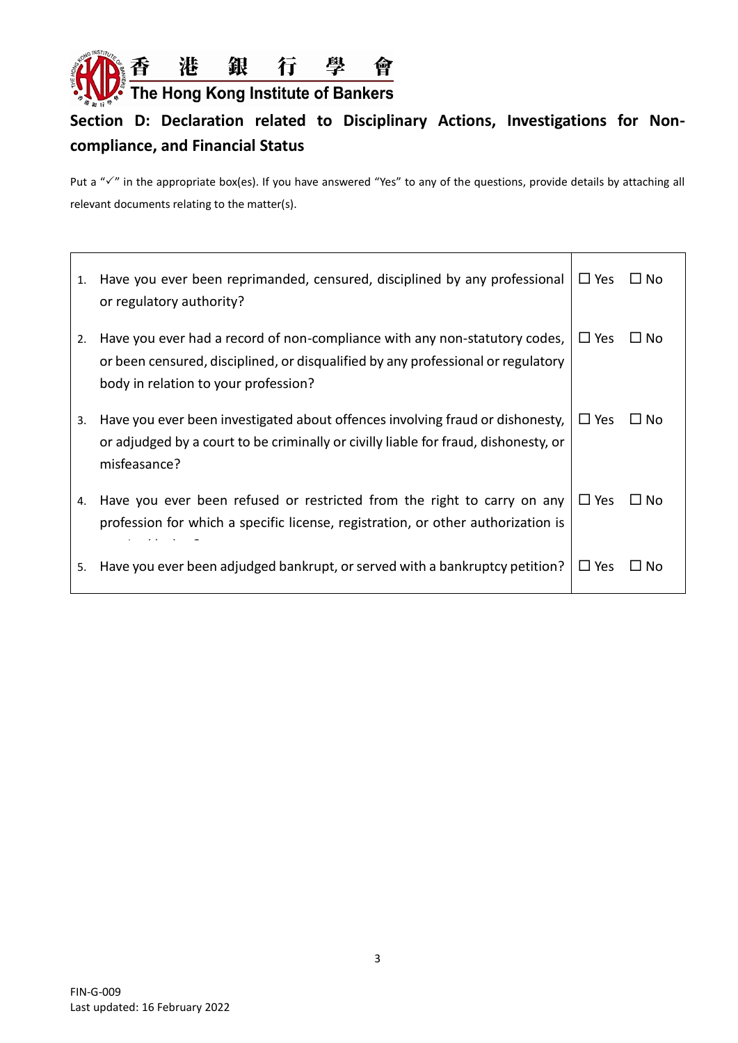## Section D: Declaration related to Disciplinary Actions, Investigations for Non-compliance, and Financial Status

Put a "✓" in the appropriate box(es). If you have answered "Yes" to any of the questions, provide details by attaching all relevant documents relating to the matter(s).

| | | |
|---|---|---|
| 1. | Have you ever been reprimanded, censured, disciplined by any professional or regulatory authority? | ☐ Yes ☐ No |
| 2. | Have you ever had a record of non-compliance with any non-statutory codes, or been censured, disciplined, or disqualified by any professional or regulatory body in relation to your profession? | ☐ Yes ☐ No |
| 3. | Have you ever been investigated about offences involving fraud or dishonesty, or adjudged by a court to be criminally or civilly liable for fraud, dishonesty, or misfeasance? | ☐ Yes ☐ No |
| 4. | Have you ever been refused or restricted from the right to carry on any profession for which a specific license, registration, or other authorization is required by law? | ☐ Yes ☐ No |
| 5. | Have you ever been adjudged bankrupt, or served with a bankruptcy petition? | ☐ Yes ☐ No |

FIN-G-009
Last updated: 16 February 2022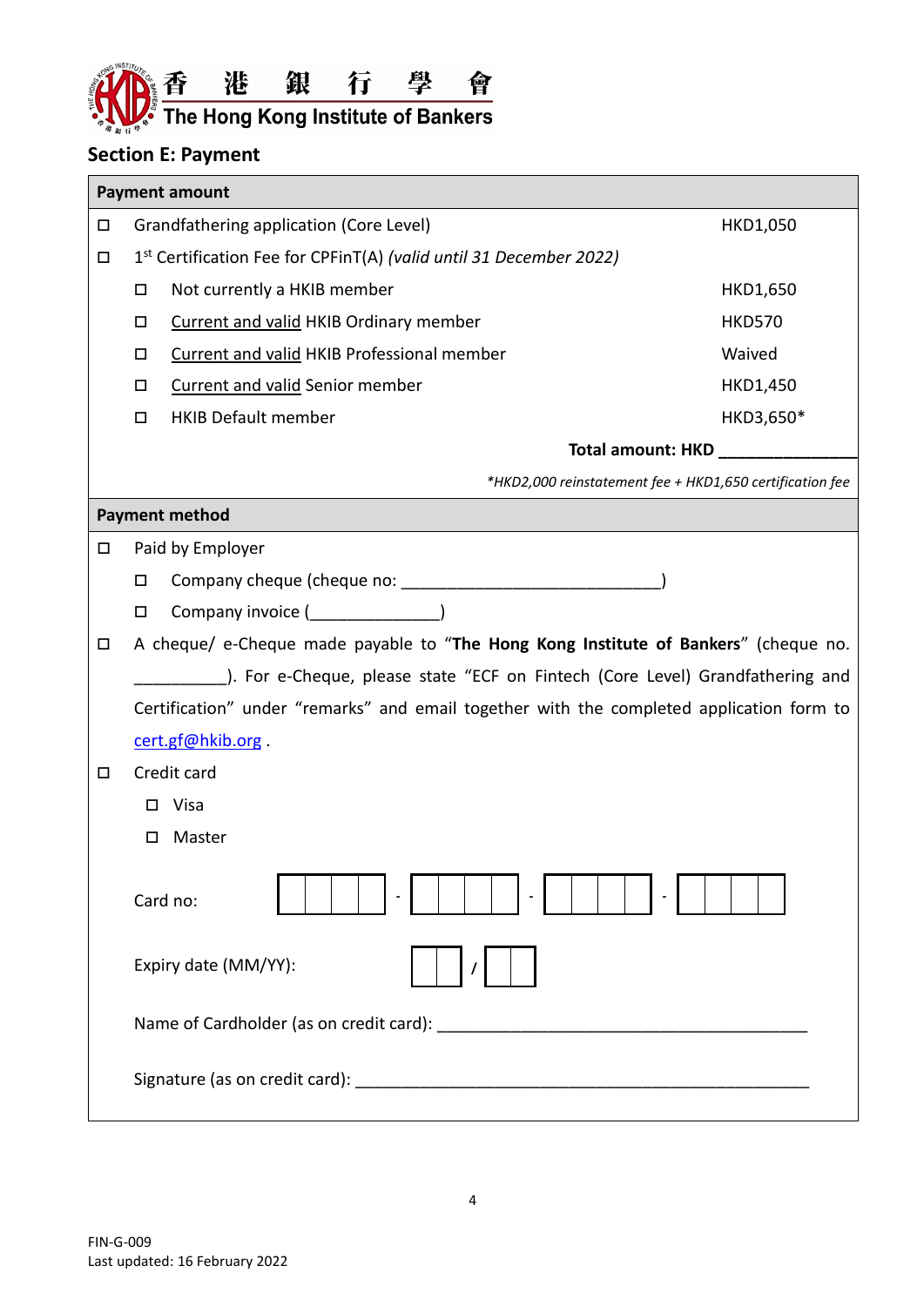香 港 銀 行 學 會
The Hong Kong Institute of Bankers

## Section E: Payment

**Payment amount**

☐ Grandfathering application (Core Level) HKD1,050

☐ 1st Certification Fee for CPFinT(A) *(valid until 31 December 2022)*

- ☐ Not currently a HKIB member HKD1,650
- ☐ Current and valid HKIB Ordinary member HKD570
- ☐ Current and valid HKIB Professional member Waived
- ☐ Current and valid Senior member HKD1,450
- ☐ HKIB Default member HKD3,650*

**Total amount: HKD _______________**

*\*HKD2,000 reinstatement fee + HKD1,650 certification fee*

**Payment method**

☐ Paid by Employer

- ☐ Company cheque (cheque no: ____________________________)
- ☐ Company invoice (______________)

☐ A cheque/ e-Cheque made payable to "**The Hong Kong Institute of Bankers**" (cheque no. __________). For e-Cheque, please state "ECF on Fintech (Core Level) Grandfathering and Certification" under "remarks" and email together with the completed application form to cert.gf@hkib.org .

☐ Credit card

- ☐ Visa
- ☐ Master

Card no: ☐☐☐☐ - ☐☐☐☐ - ☐☐☐☐ - ☐☐☐☐

Expiry date (MM/YY): ☐☐ / ☐☐

Name of Cardholder (as on credit card): ________________________________________

Signature (as on credit card): __________________________________________________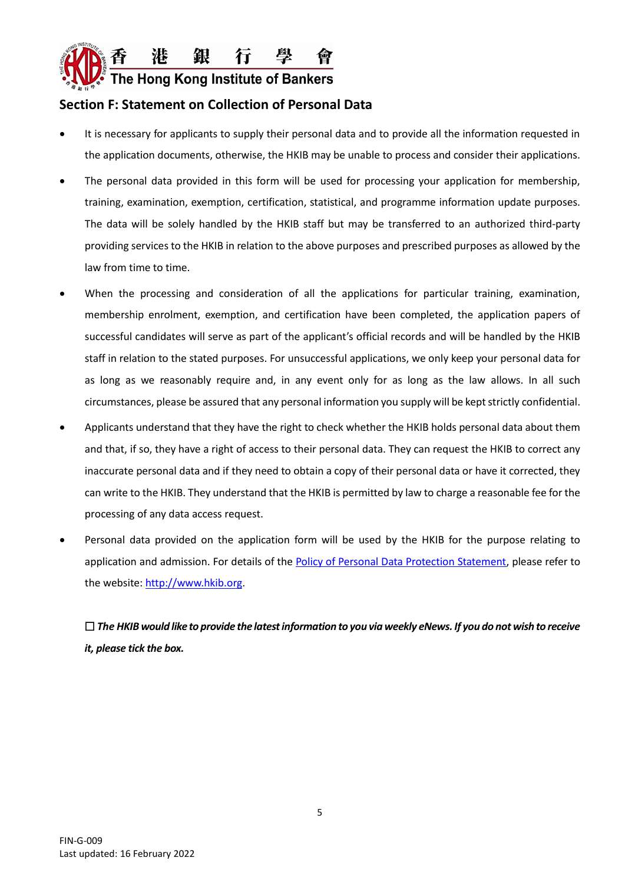## Section F: Statement on Collection of Personal Data

- It is necessary for applicants to supply their personal data and to provide all the information requested in the application documents, otherwise, the HKIB may be unable to process and consider their applications.
- The personal data provided in this form will be used for processing your application for membership, training, examination, exemption, certification, statistical, and programme information update purposes. The data will be solely handled by the HKIB staff but may be transferred to an authorized third-party providing services to the HKIB in relation to the above purposes and prescribed purposes as allowed by the law from time to time.
- When the processing and consideration of all the applications for particular training, examination, membership enrolment, exemption, and certification have been completed, the application papers of successful candidates will serve as part of the applicant's official records and will be handled by the HKIB staff in relation to the stated purposes. For unsuccessful applications, we only keep your personal data for as long as we reasonably require and, in any event only for as long as the law allows. In all such circumstances, please be assured that any personal information you supply will be kept strictly confidential.
- Applicants understand that they have the right to check whether the HKIB holds personal data about them and that, if so, they have a right of access to their personal data. They can request the HKIB to correct any inaccurate personal data and if they need to obtain a copy of their personal data or have it corrected, they can write to the HKIB. They understand that the HKIB is permitted by law to charge a reasonable fee for the processing of any data access request.
- Personal data provided on the application form will be used by the HKIB for the purpose relating to application and admission. For details of the [Policy of Personal Data Protection Statement](http://www.hkib.org), please refer to the website: [http://www.hkib.org](http://www.hkib.org).

☐ ***The HKIB would like to provide the latest information to you via weekly eNews. If you do not wish to receive it, please tick the box.***

FIN-G-009
Last updated: 16 February 2022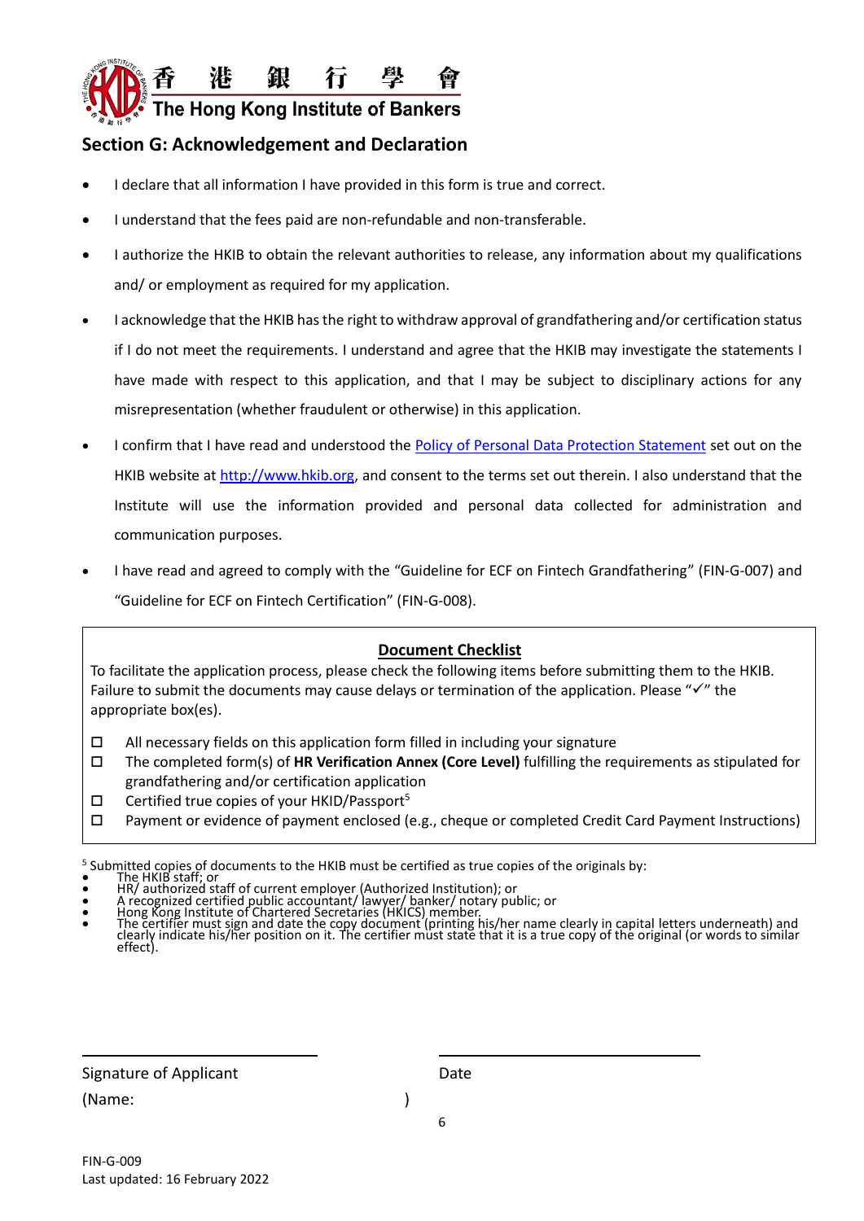## Section G: Acknowledgement and Declaration

- I declare that all information I have provided in this form is true and correct.
- I understand that the fees paid are non-refundable and non-transferable.
- I authorize the HKIB to obtain the relevant authorities to release, any information about my qualifications and/ or employment as required for my application.
- I acknowledge that the HKIB has the right to withdraw approval of grandfathering and/or certification status if I do not meet the requirements. I understand and agree that the HKIB may investigate the statements I have made with respect to this application, and that I may be subject to disciplinary actions for any misrepresentation (whether fraudulent or otherwise) in this application.
- I confirm that I have read and understood the Policy of Personal Data Protection Statement set out on the HKIB website at http://www.hkib.org, and consent to the terms set out therein. I also understand that the Institute will use the information provided and personal data collected for administration and communication purposes.
- I have read and agreed to comply with the "Guideline for ECF on Fintech Grandfathering" (FIN-G-007) and "Guideline for ECF on Fintech Certification" (FIN-G-008).

**Document Checklist**

To facilitate the application process, please check the following items before submitting them to the HKIB. Failure to submit the documents may cause delays or termination of the application. Please "✓" the appropriate box(es).

- ☐ All necessary fields on this application form filled in including your signature
- ☐ The completed form(s) of **HR Verification Annex (Core Level)** fulfilling the requirements as stipulated for grandfathering and/or certification application
- ☐ Certified true copies of your HKID/Passport[5]
- ☐ Payment or evidence of payment enclosed (e.g., cheque or completed Credit Card Payment Instructions)

[5] Submitted copies of documents to the HKIB must be certified as true copies of the originals by:
- The HKIB staff; or
- HR/ authorized staff of current employer (Authorized Institution); or
- A recognized certified public accountant/ lawyer/ banker/ notary public; or
- Hong Kong Institute of Chartered Secretaries (HKICS) member.
- The certifier must sign and date the copy document (printing his/her name clearly in capital letters underneath) and clearly indicate his/her position on it. The certifier must state that it is a true copy of the original (or words to similar effect).

______________________ ______________________

Signature of Applicant Date

(Name: )

FIN-G-009
Last updated: 16 February 2022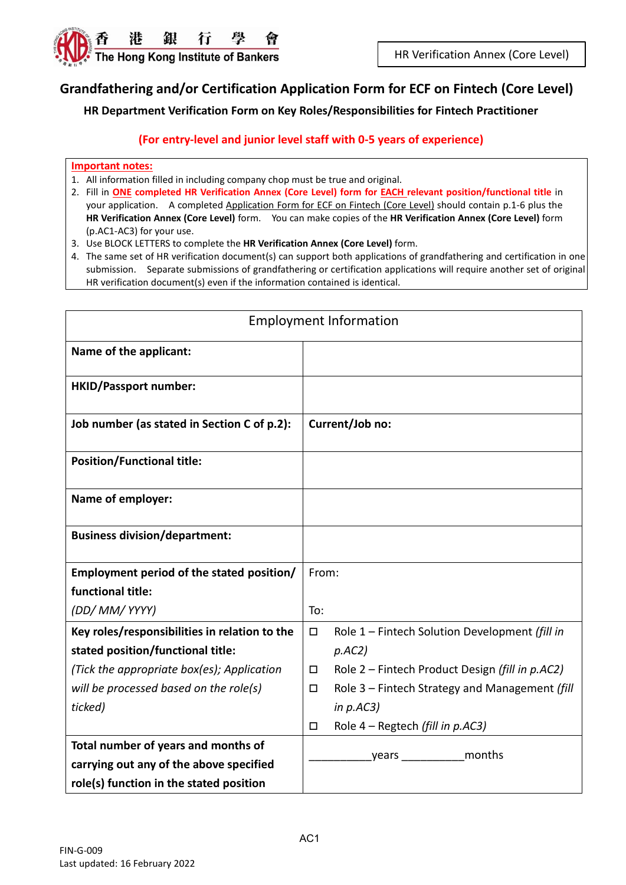香港銀行學會 The Hong Kong Institute of Bankers

HR Verification Annex (Core Level)

# Grandfathering and/or Certification Application Form for ECF on Fintech (Core Level)

## HR Department Verification Form on Key Roles/Responsibilities for Fintech Practitioner

**(For entry-level and junior level staff with 0-5 years of experience)**

**Important notes:**

1. All information filled in including company chop must be true and original.
2. Fill in **ONE completed HR Verification Annex (Core Level) form for EACH relevant position/functional title** in your application. A completed Application Form for ECF on Fintech (Core Level) should contain p.1-6 plus the **HR Verification Annex (Core Level)** form. You can make copies of the **HR Verification Annex (Core Level)** form (p.AC1-AC3) for your use.
3. Use BLOCK LETTERS to complete the **HR Verification Annex (Core Level)** form.
4. The same set of HR verification document(s) can support both applications of grandfathering and certification in one submission. Separate submissions of grandfathering or certification applications will require another set of original HR verification document(s) even if the information contained is identical.

| Employment Information | |
|---|---|
| **Name of the applicant:** | |
| **HKID/Passport number:** | |
| **Job number (as stated in Section C of p.2):** | **Current/Job no:** |
| **Position/Functional title:** | |
| **Name of employer:** | |
| **Business division/department:** | |
| **Employment period of the stated position/ functional title:** *(DD/ MM/ YYYY)* | From: <br> To: |
| **Key roles/responsibilities in relation to the stated position/functional title:** *(Tick the appropriate box(es); Application will be processed based on the role(s) ticked)* | ☐ Role 1 – Fintech Solution Development *(fill in p.AC2)* <br> ☐ Role 2 – Fintech Product Design *(fill in p.AC2)* <br> ☐ Role 3 – Fintech Strategy and Management *(fill in p.AC3)* <br> ☐ Role 4 – Regtech *(fill in p.AC3)* |
| **Total number of years and months of carrying out any of the above specified role(s) function in the stated position** | __________years __________months |

FIN-G-009
Last updated: 16 February 2022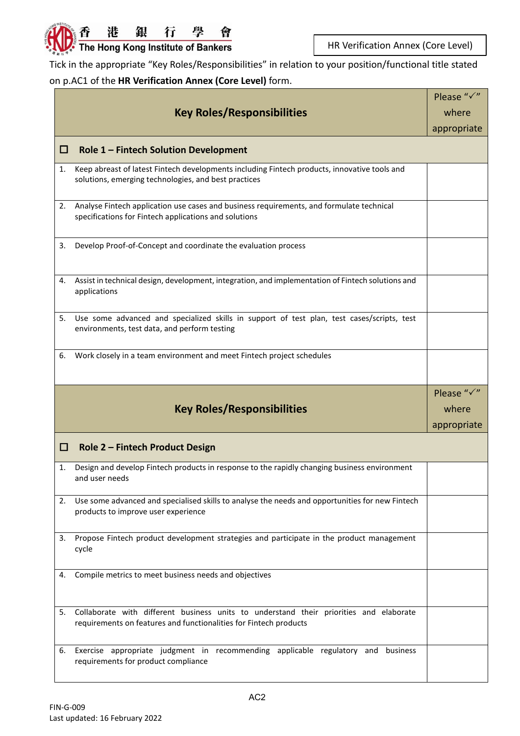HR Verification Annex (Core Level)

Tick in the appropriate "Key Roles/Responsibilities" in relation to your position/functional title stated on p.AC1 of the **HR Verification Annex (Core Level)** form.

| Key Roles/Responsibilities | Please "✓" where appropriate |
|---|---|
| ☐ **Role 1 – Fintech Solution Development** | |
| 1. Keep abreast of latest Fintech developments including Fintech products, innovative tools and solutions, emerging technologies, and best practices | |
| 2. Analyse Fintech application use cases and business requirements, and formulate technical specifications for Fintech applications and solutions | |
| 3. Develop Proof-of-Concept and coordinate the evaluation process | |
| 4. Assist in technical design, development, integration, and implementation of Fintech solutions and applications | |
| 5. Use some advanced and specialized skills in support of test plan, test cases/scripts, test environments, test data, and perform testing | |
| 6. Work closely in a team environment and meet Fintech project schedules | |

| Key Roles/Responsibilities | Please "✓" where appropriate |
|---|---|
| ☐ **Role 2 – Fintech Product Design** | |
| 1. Design and develop Fintech products in response to the rapidly changing business environment and user needs | |
| 2. Use some advanced and specialised skills to analyse the needs and opportunities for new Fintech products to improve user experience | |
| 3. Propose Fintech product development strategies and participate in the product management cycle | |
| 4. Compile metrics to meet business needs and objectives | |
| 5. Collaborate with different business units to understand their priorities and elaborate requirements on features and functionalities for Fintech products | |
| 6. Exercise appropriate judgment in recommending applicable regulatory and business requirements for product compliance | |

FIN-G-009
Last updated: 16 February 2022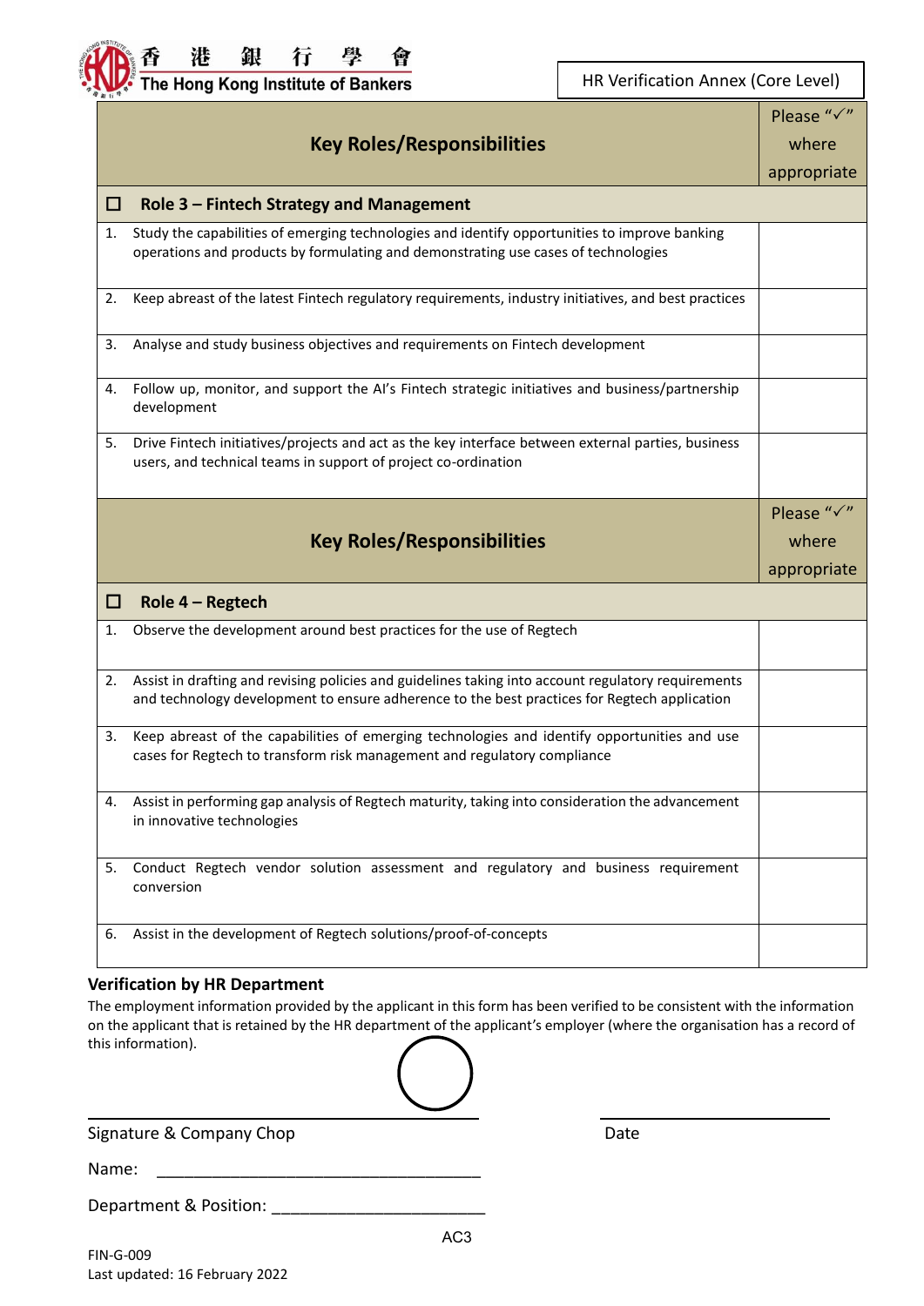HR Verification Annex (Core Level)

| Key Roles/Responsibilities | Please "✓" where appropriate |
|---|---|
| ☐ **Role 3 – Fintech Strategy and Management** | |
| 1. Study the capabilities of emerging technologies and identify opportunities to improve banking operations and products by formulating and demonstrating use cases of technologies | |
| 2. Keep abreast of the latest Fintech regulatory requirements, industry initiatives, and best practices | |
| 3. Analyse and study business objectives and requirements on Fintech development | |
| 4. Follow up, monitor, and support the AI's Fintech strategic initiatives and business/partnership development | |
| 5. Drive Fintech initiatives/projects and act as the key interface between external parties, business users, and technical teams in support of project co-ordination | |

| Key Roles/Responsibilities | Please "✓" where appropriate |
|---|---|
| ☐ **Role 4 – Regtech** | |
| 1. Observe the development around best practices for the use of Regtech | |
| 2. Assist in drafting and revising policies and guidelines taking into account regulatory requirements and technology development to ensure adherence to the best practices for Regtech application | |
| 3. Keep abreast of the capabilities of emerging technologies and identify opportunities and use cases for Regtech to transform risk management and regulatory compliance | |
| 4. Assist in performing gap analysis of Regtech maturity, taking into consideration the advancement in innovative technologies | |
| 5. Conduct Regtech vendor solution assessment and regulatory and business requirement conversion | |
| 6. Assist in the development of Regtech solutions/proof-of-concepts | |

**Verification by HR Department**

The employment information provided by the applicant in this form has been verified to be consistent with the information on the applicant that is retained by the HR department of the applicant's employer (where the organisation has a record of this information).

\_\_\_\_\_\_\_\_\_\_\_\_\_\_\_\_\_\_\_\_\_\_\_\_\_\_\_\_\_\_\_\_\_\_\_\_ &nbsp;&nbsp;&nbsp;&nbsp; \_\_\_\_\_\_\_\_\_\_\_\_\_\_\_\_\_\_\_\_

Signature & Company Chop &nbsp;&nbsp;&nbsp;&nbsp; Date

Name: \_\_\_\_\_\_\_\_\_\_\_\_\_\_\_\_\_\_\_\_\_\_\_\_\_\_\_\_\_\_\_\_\_\_\_\_

Department & Position: \_\_\_\_\_\_\_\_\_\_\_\_\_\_\_\_\_\_\_\_\_\_\_\_

AC3

FIN-G-009
Last updated: 16 February 2022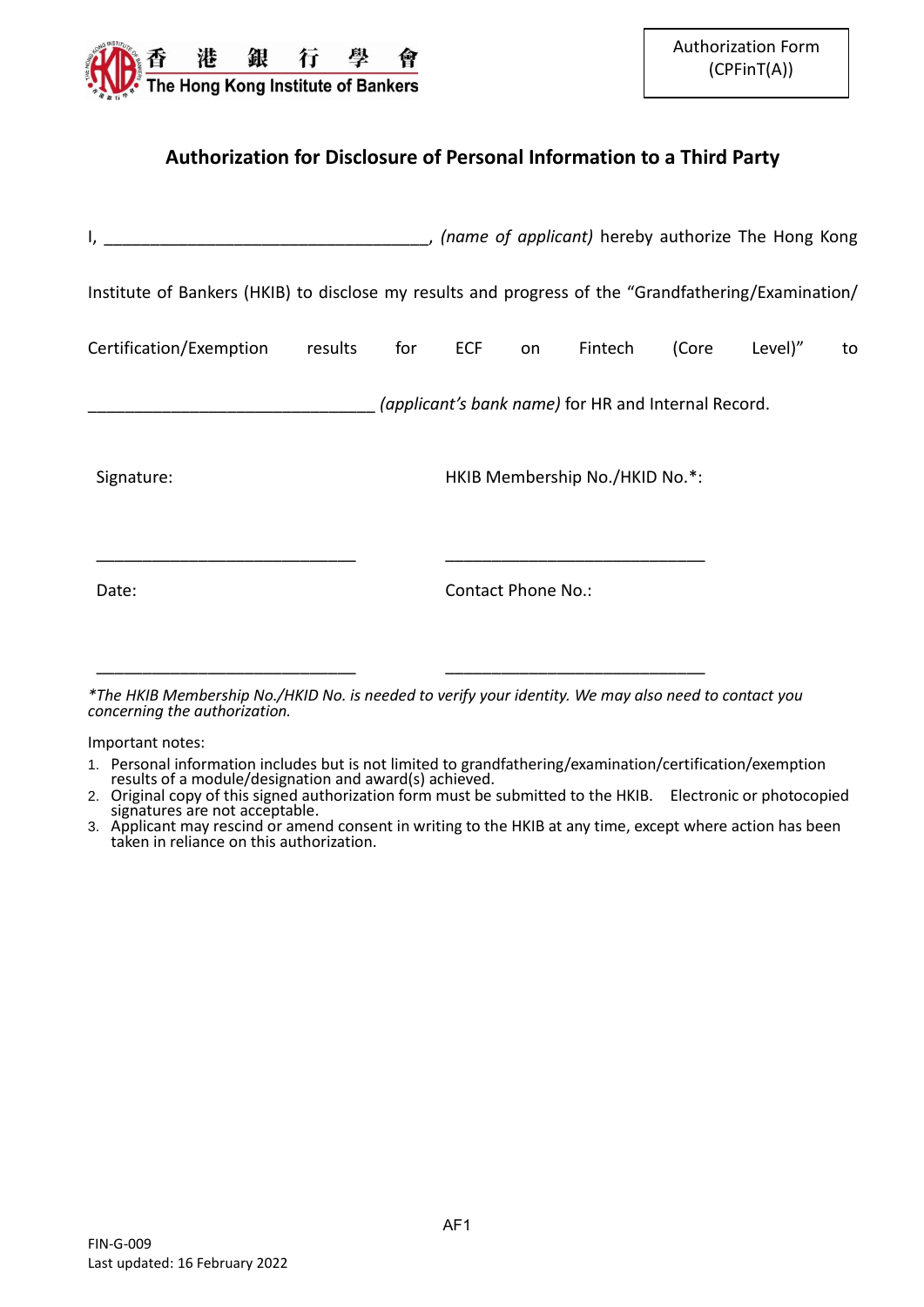香 港 銀 行 學 會
The Hong Kong Institute of Bankers

Authorization Form
(CPFinT(A))

## Authorization for Disclosure of Personal Information to a Third Party

I, ___________________________________, *(name of applicant)* hereby authorize The Hong Kong Institute of Bankers (HKIB) to disclose my results and progress of the "Grandfathering/Examination/ Certification/Exemption results for ECF on Fintech (Core Level)" to ______________________________ *(applicant's bank name)* for HR and Internal Record.

Signature: ____________________________

HKIB Membership No./HKID No.*: ____________________________

Date: ____________________________

Contact Phone No.: ____________________________

*\*The HKIB Membership No./HKID No. is needed to verify your identity. We may also need to contact you concerning the authorization.*

Important notes:

1. Personal information includes but is not limited to grandfathering/examination/certification/exemption results of a module/designation and award(s) achieved.
2. Original copy of this signed authorization form must be submitted to the HKIB. Electronic or photocopied signatures are not acceptable.
3. Applicant may rescind or amend consent in writing to the HKIB at any time, except where action has been taken in reliance on this authorization.

AF1

FIN-G-009
Last updated: 16 February 2022